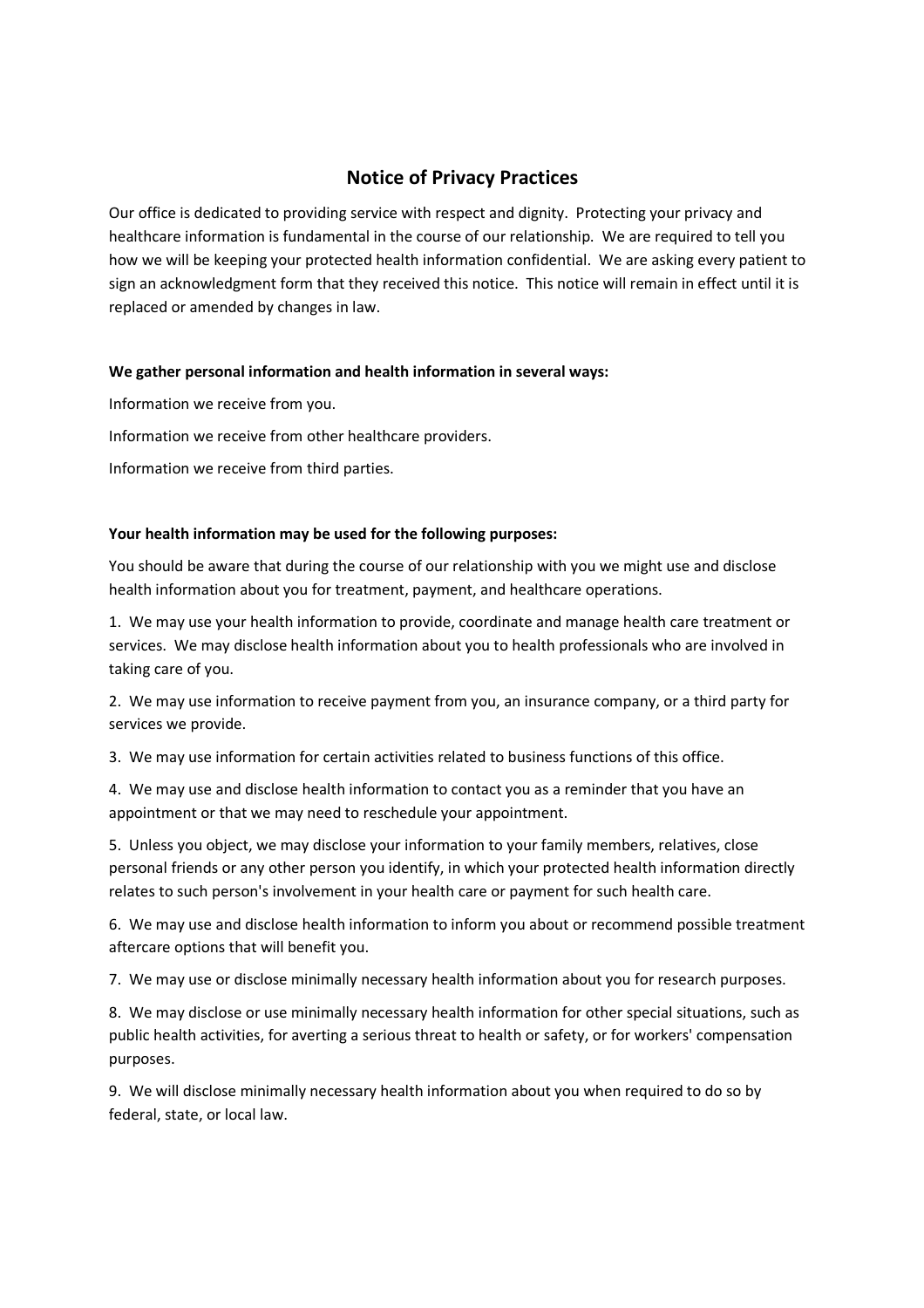# Notice of Privacy Practices

Our office is dedicated to providing service with respect and dignity. Protecting your privacy and healthcare information is fundamental in the course of our relationship. We are required to tell you how we will be keeping your protected health information confidential. We are asking every patient to sign an acknowledgment form that they received this notice. This notice will remain in effect until it is replaced or amended by changes in law.

**We gather personal information and health information in several ways:**

Information we receive from you.

Information we receive from other healthcare providers.

Information we receive from third parties.

**Your health information may be used for the following purposes:**

You should be aware that during the course of our relationship with you we might use and disclose health information about you for treatment, payment, and healthcare operations.

1. We may use your health information to provide, coordinate and manage health care treatment or services. We may disclose health information about you to health professionals who are involved in taking care of you.

2. We may use information to receive payment from you, an insurance company, or a third party for services we provide.

3. We may use information for certain activities related to business functions of this office.

4. We may use and disclose health information to contact you as a reminder that you have an appointment or that we may need to reschedule your appointment.

5. Unless you object, we may disclose your information to your family members, relatives, close personal friends or any other person you identify, in which your protected health information directly relates to such person's involvement in your health care or payment for such health care.

6. We may use and disclose health information to inform you about or recommend possible treatment aftercare options that will benefit you.

7. We may use or disclose minimally necessary health information about you for research purposes.

8. We may disclose or use minimally necessary health information for other special situations, such as public health activities, for averting a serious threat to health or safety, or for workers' compensation purposes.

9. We will disclose minimally necessary health information about you when required to do so by federal, state, or local law.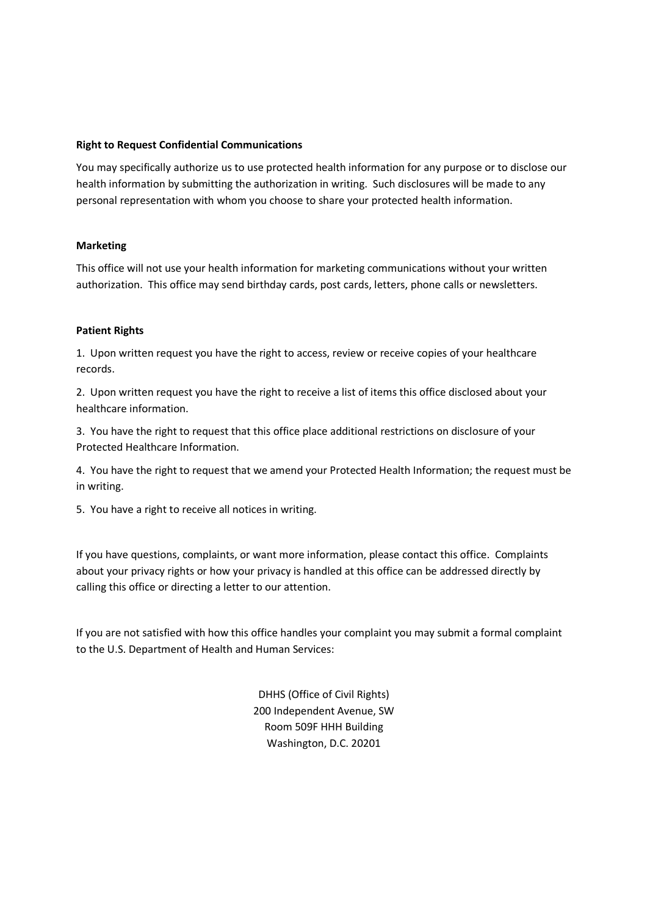**Right to Request Confidential Communications**

You may specifically authorize us to use protected health information for any purpose or to disclose our health information by submitting the authorization in writing. Such disclosures will be made to any personal representation with whom you choose to share your protected health information.

**Marketing**

This office will not use your health information for marketing communications without your written authorization. This office may send birthday cards, post cards, letters, phone calls or newsletters.

**Patient Rights**

1. Upon written request you have the right to access, review or receive copies of your healthcare records.

2. Upon written request you have the right to receive a list of items this office disclosed about your healthcare information.

3. You have the right to request that this office place additional restrictions on disclosure of your Protected Healthcare Information.

4. You have the right to request that we amend your Protected Health Information; the request must be in writing.

5. You have a right to receive all notices in writing.

If you have questions, complaints, or want more information, please contact this office. Complaints about your privacy rights or how your privacy is handled at this office can be addressed directly by calling this office or directing a letter to our attention.

If you are not satisfied with how this office handles your complaint you may submit a formal complaint to the U.S. Department of Health and Human Services:

DHHS (Office of Civil Rights)
200 Independent Avenue, SW
Room 509F HHH Building
Washington, D.C. 20201